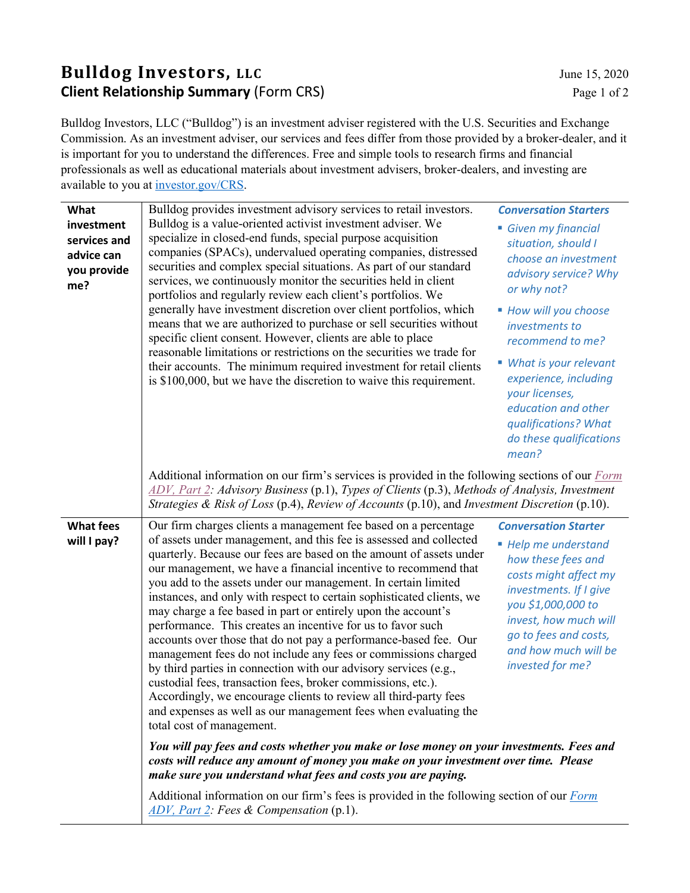# Bulldog Investors, LLC

## Client Relationship Summary (Form CRS)

June 15, 2020

Bulldog Investors, LLC ("Bulldog") is an investment adviser registered with the U.S. Securities and Exchange Commission. As an investment adviser, our services and fees differ from those provided by a broker-dealer, and it is important for you to understand the differences. Free and simple tools to research firms and financial professionals as well as educational materials about investment advisers, broker-dealers, and investing are available to you at investor.gov/CRS.

### What investment services and advice can you provide me?

Bulldog provides investment advisory services to retail investors. Bulldog is a value-oriented activist investment adviser. We specialize in closed-end funds, special purpose acquisition companies (SPACs), undervalued operating companies, distressed securities and complex special situations. As part of our standard services, we continuously monitor the securities held in client portfolios and regularly review each client's portfolios. We generally have investment discretion over client portfolios, which means that we are authorized to purchase or sell securities without specific client consent. However, clients are able to place reasonable limitations or restrictions on the securities we trade for their accounts. The minimum required investment for retail clients is $100,000, but we have the discretion to waive this requirement.

***Conversation Starters***

- *Given my financial situation, should I choose an investment advisory service? Why or why not?*
- *How will you choose investments to recommend to me?*
- *What is your relevant experience, including your licenses, education and other qualifications? What do these qualifications mean?*

Additional information on our firm's services is provided in the following sections of our *Form ADV, Part 2*: *Advisory Business* (p.1), *Types of Clients* (p.3), *Methods of Analysis, Investment Strategies & Risk of Loss* (p.4), *Review of Accounts* (p.10), and *Investment Discretion* (p.10).

### What fees will I pay?

Our firm charges clients a management fee based on a percentage of assets under management, and this fee is assessed and collected quarterly. Because our fees are based on the amount of assets under our management, we have a financial incentive to recommend that you add to the assets under our management. In certain limited instances, and only with respect to certain sophisticated clients, we may charge a fee based in part or entirely upon the account's performance. This creates an incentive for us to favor such accounts over those that do not pay a performance-based fee. Our management fees do not include any fees or commissions charged by third parties in connection with our advisory services (e.g., custodial fees, transaction fees, broker commissions, etc.). Accordingly, we encourage clients to review all third-party fees and expenses as well as our management fees when evaluating the total cost of management.

***Conversation Starter***

- *Help me understand how these fees and costs might affect my investments. If I give you $1,000,000 to invest, how much will go to fees and costs, and how much will be invested for me?*

***You will pay fees and costs whether you make or lose money on your investments. Fees and costs will reduce any amount of money you make on your investment over time. Please make sure you understand what fees and costs you are paying.***

Additional information on our firm's fees is provided in the following section of our *Form ADV, Part 2*: *Fees & Compensation* (p.1).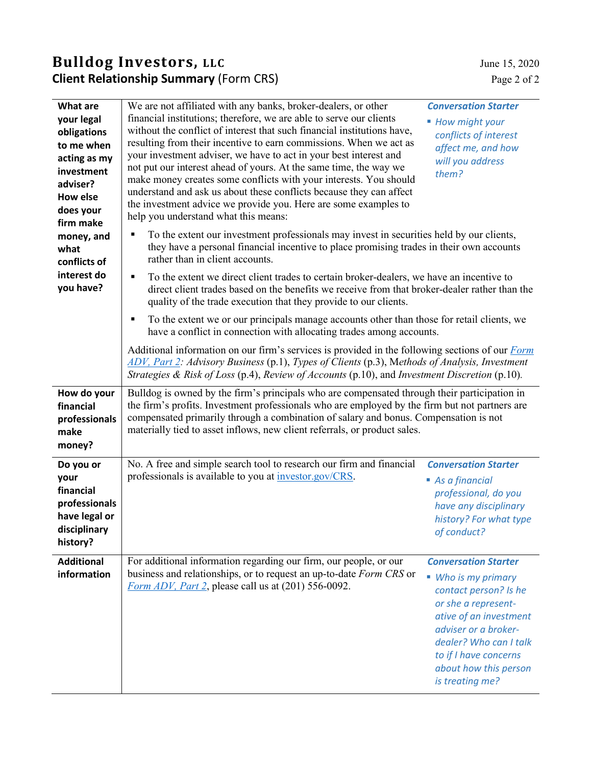# Bulldog Investors, LLC

## Client Relationship Summary (Form CRS)

June 15, 2020

### What are your legal obligations to me when acting as my investment adviser? How else does your firm make money, and what conflicts of interest do you have?

We are not affiliated with any banks, broker-dealers, or other financial institutions; therefore, we are able to serve our clients without the conflict of interest that such financial institutions have, resulting from their incentive to earn commissions. When we act as your investment adviser, we have to act in your best interest and not put our interest ahead of yours. At the same time, the way we make money creates some conflicts with your interests. You should understand and ask us about these conflicts because they can affect the investment advice we provide you. Here are some examples to help you understand what this means:

- To the extent our investment professionals may invest in securities held by our clients, they have a personal financial incentive to place promising trades in their own accounts rather than in client accounts.
- To the extent we direct client trades to certain broker-dealers, we have an incentive to direct client trades based on the benefits we receive from that broker-dealer rather than the quality of the trade execution that they provide to our clients.
- To the extent we or our principals manage accounts other than those for retail clients, we have a conflict in connection with allocating trades among accounts.

Additional information on our firm's services is provided in the following sections of our *Form ADV, Part 2*: *Advisory Business* (p.1), *Types of Clients* (p.3), M*ethods of Analysis, Investment Strategies & Risk of Loss* (p.4), *Review of Accounts* (p.10), and *Investment Discretion* (p.10).

***Conversation Starter***

- *How might your conflicts of interest affect me, and how will you address them?*

### How do your financial professionals make money?

Bulldog is owned by the firm's principals who are compensated through their participation in the firm's profits. Investment professionals who are employed by the firm but not partners are compensated primarily through a combination of salary and bonus. Compensation is not materially tied to asset inflows, new client referrals, or product sales.

### Do you or your financial professionals have legal or disciplinary history?

No. A free and simple search tool to research our firm and financial professionals is available to you at investor.gov/CRS.

***Conversation Starter***

- *As a financial professional, do you have any disciplinary history? For what type of conduct?*

### Additional information

For additional information regarding our firm, our people, or our business and relationships, or to request an up-to-date *Form CRS* or *Form ADV, Part 2*, please call us at (201) 556-0092.

***Conversation Starter***

- *Who is my primary contact person? Is he or she a representative of an investment adviser or a broker-dealer? Who can I talk to if I have concerns about how this person is treating me?*